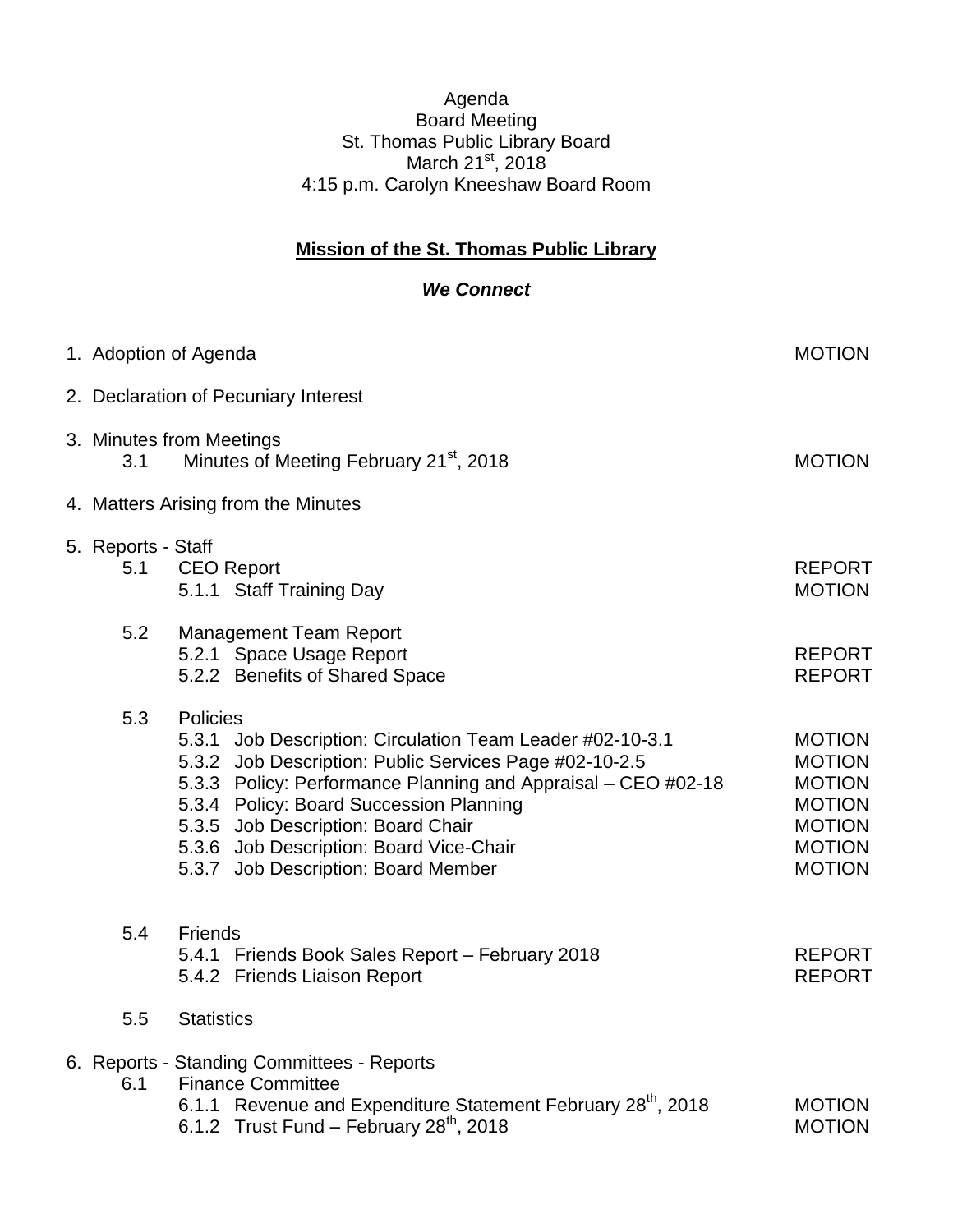Agenda
Board Meeting
St. Thomas Public Library Board
March 21st, 2018
4:15 p.m. Carolyn Kneeshaw Board Room

**Mission of the St. Thomas Public Library**

***We Connect***

1. Adoption of Agenda — MOTION

2. Declaration of Pecuniary Interest

3. Minutes from Meetings
   - 3.1 Minutes of Meeting February 21st, 2018 — MOTION

4. Matters Arising from the Minutes

5. Reports - Staff
   - 5.1 CEO Report — REPORT
     - 5.1.1 Staff Training Day — MOTION
   - 5.2 Management Team Report
     - 5.2.1 Space Usage Report — REPORT
     - 5.2.2 Benefits of Shared Space — REPORT
   - 5.3 Policies
     - 5.3.1 Job Description: Circulation Team Leader #02-10-3.1 — MOTION
     - 5.3.2 Job Description: Public Services Page #02-10-2.5 — MOTION
     - 5.3.3 Policy: Performance Planning and Appraisal – CEO #02-18 — MOTION
     - 5.3.4 Policy: Board Succession Planning — MOTION
     - 5.3.5 Job Description: Board Chair — MOTION
     - 5.3.6 Job Description: Board Vice-Chair — MOTION
     - 5.3.7 Job Description: Board Member — MOTION
   - 5.4 Friends
     - 5.4.1 Friends Book Sales Report – February 2018 — REPORT
     - 5.4.2 Friends Liaison Report — REPORT
   - 5.5 Statistics

6. Reports - Standing Committees - Reports
   - 6.1 Finance Committee
     - 6.1.1 Revenue and Expenditure Statement February 28th, 2018 — MOTION
     - 6.1.2 Trust Fund – February 28th, 2018 — MOTION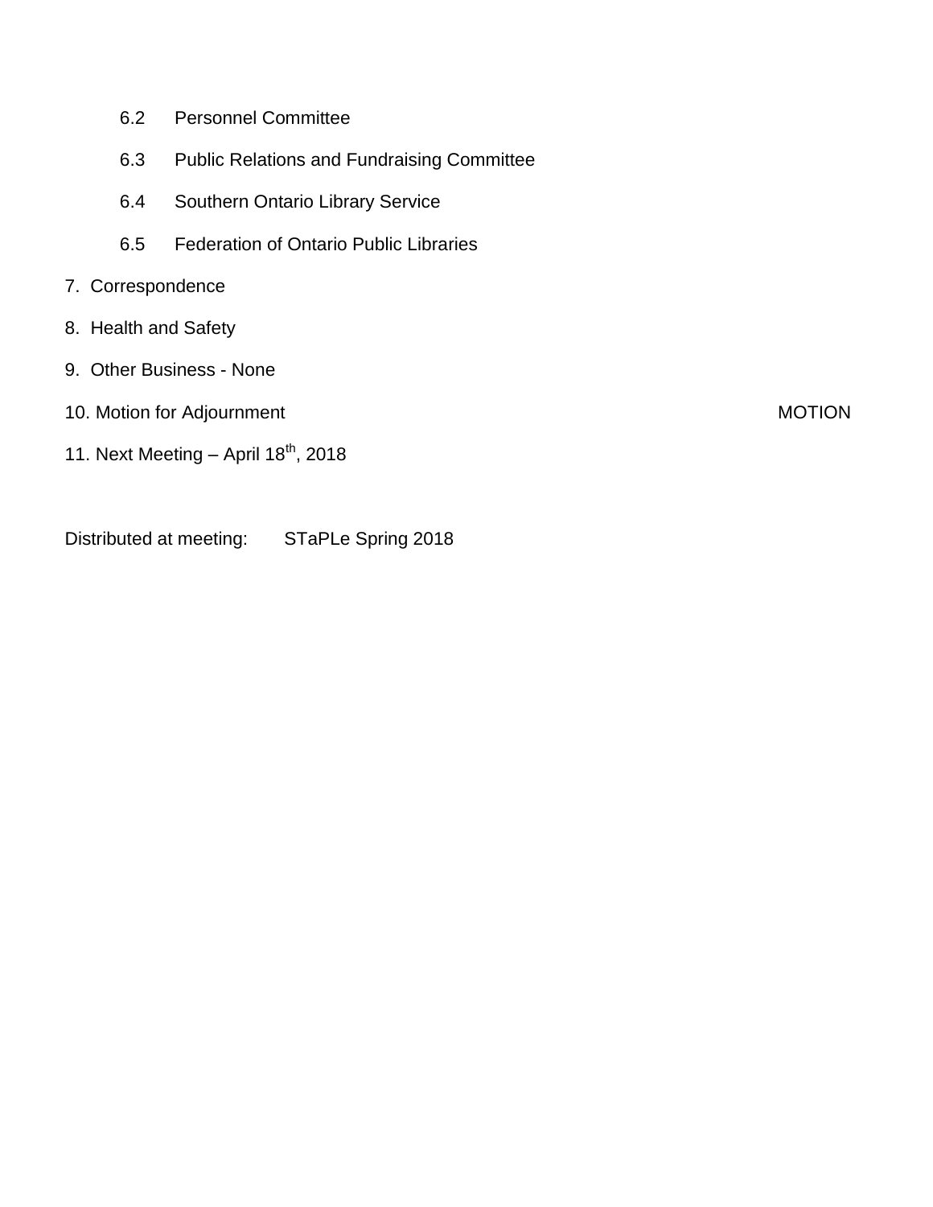6.2 Personnel Committee

6.3 Public Relations and Fundraising Committee

6.4 Southern Ontario Library Service

6.5 Federation of Ontario Public Libraries

7. Correspondence

8. Health and Safety

9. Other Business - None

10. Motion for Adjournment MOTION

11. Next Meeting – April 18th, 2018

Distributed at meeting: STaPLe Spring 2018